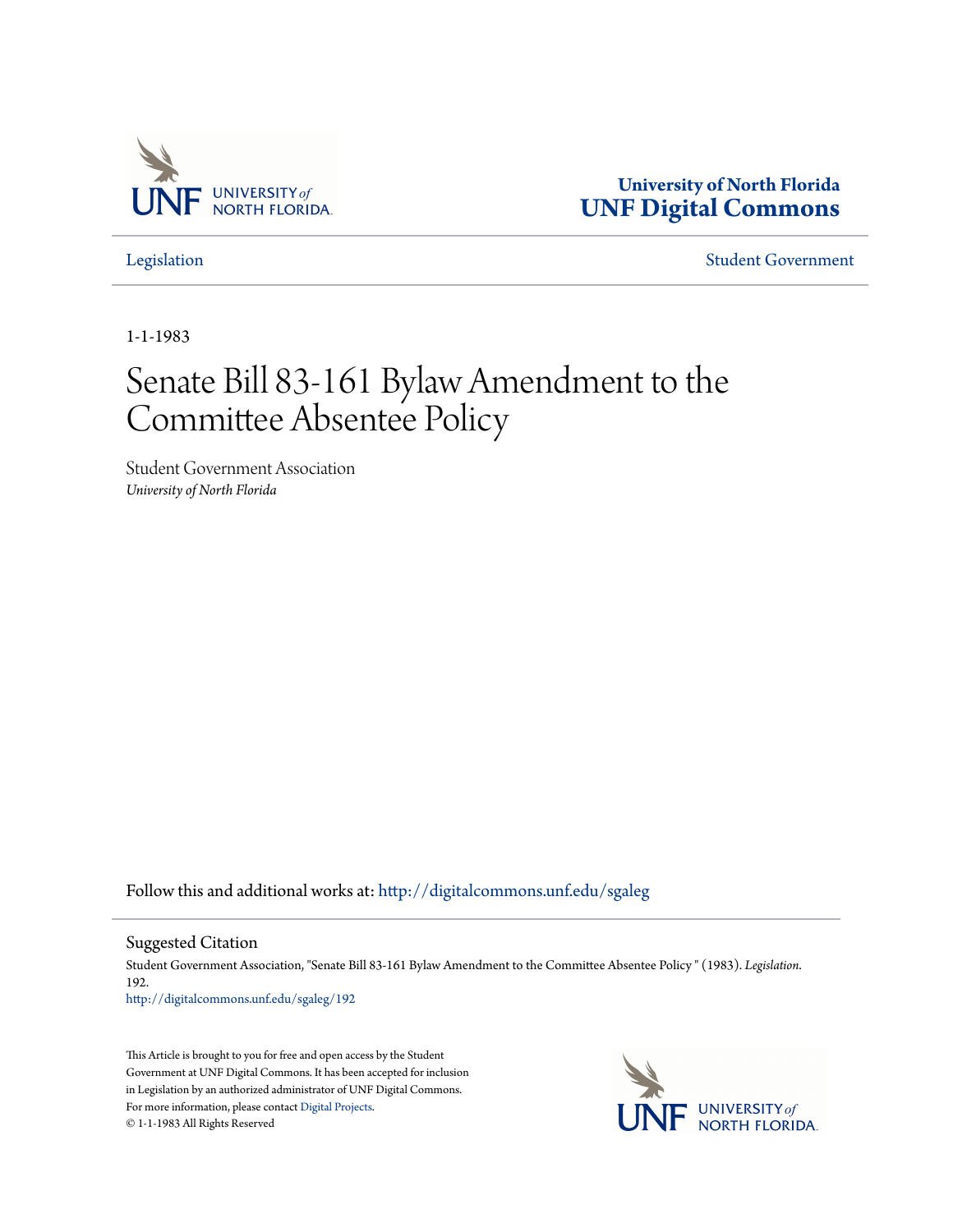University of North Florida
**UNF Digital Commons**

Legislation | Student Government

1-1-1983

# Senate Bill 83-161 Bylaw Amendment to the Committee Absentee Policy

Student Government Association
*University of North Florida*

Follow this and additional works at: http://digitalcommons.unf.edu/sgaleg

## Suggested Citation

Student Government Association, "Senate Bill 83-161 Bylaw Amendment to the Committee Absentee Policy " (1983). *Legislation*. 192.
http://digitalcommons.unf.edu/sgaleg/192

This Article is brought to you for free and open access by the Student Government at UNF Digital Commons. It has been accepted for inclusion in Legislation by an authorized administrator of UNF Digital Commons. For more information, please contact Digital Projects.
© 1-1-1983 All Rights Reserved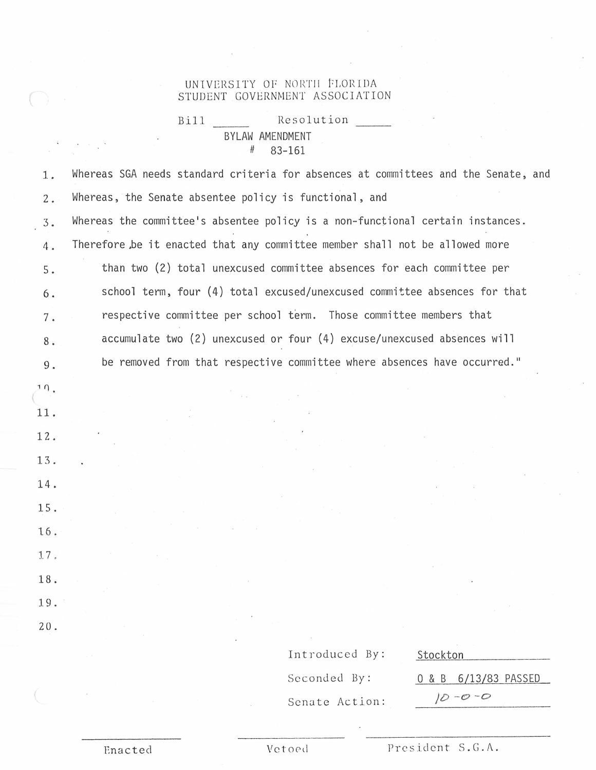UNIVERSITY OF NORTH FLORIDA
STUDENT GOVERNMENT ASSOCIATION

Bill ______ Resolution ______

BYLAW AMENDMENT
# 83-161

1. Whereas SGA needs standard criteria for absences at committees and the Senate, and
2. Whereas, the Senate absentee policy is functional, and
Whereas the committee's absentee policy is a non-functional certain instances.
3.
4. Therefore be it enacted that any committee member shall not be allowed more
5. than two (2) total unexcused committee absences for each committee per
6. school term, four (4) total excused/unexcused committee absences for that
7. respective committee per school term. Those committee members that
8. accumulate two (2) unexcused or four (4) excuse/unexcused absences will
9. be removed from that respective committee where absences have occurred."
10.
11.
12.
13.
14.
15.
16.
17.
18.
19.
20.

Introduced By: Stockton

Seconded By: O & B 6/13/83 PASSED

Senate Action: 10-0-0

______ Enacted ______ Vetoed ______ President S.G.A.